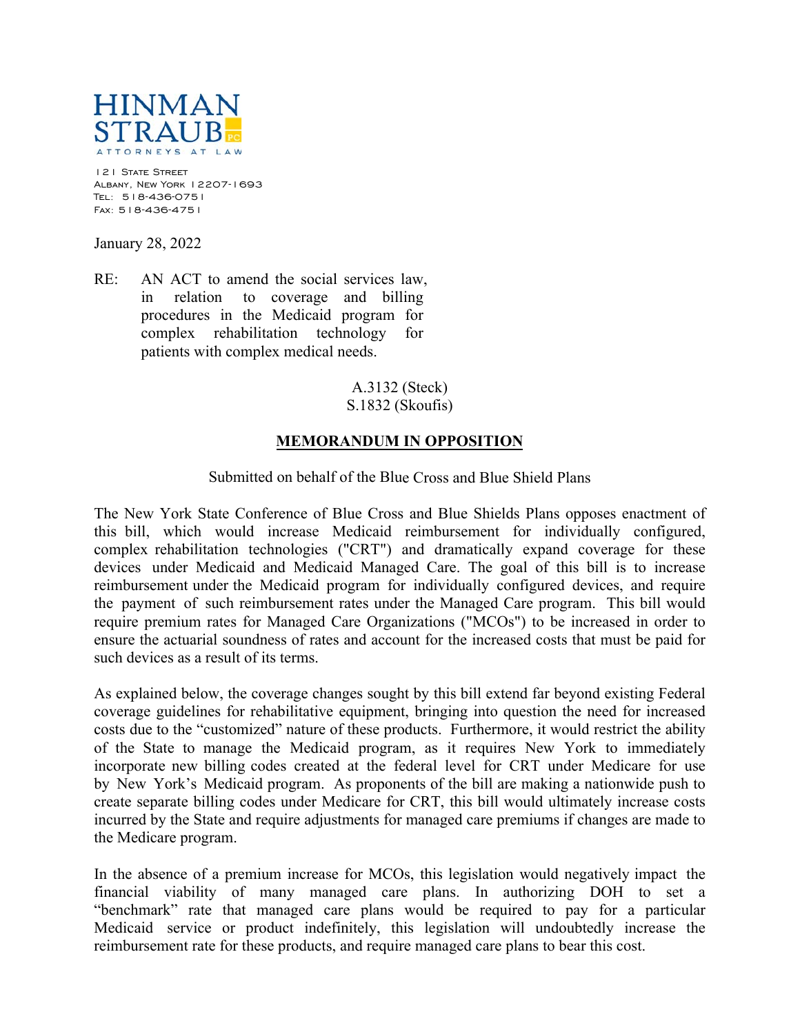HINMAN STRAUB PC

ATTORNEYS AT LAW

121 State Street
Albany, New York 12207-1693
Tel: 518-436-0751
Fax: 518-436-4751

January 28, 2022

RE: AN ACT to amend the social services law, in relation to coverage and billing procedures in the Medicaid program for complex rehabilitation technology for patients with complex medical needs.

A.3132 (Steck)
S.1832 (Skoufis)

**MEMORANDUM IN OPPOSITION**

Submitted on behalf of the Blue Cross and Blue Shield Plans

The New York State Conference of Blue Cross and Blue Shields Plans opposes enactment of this bill, which would increase Medicaid reimbursement for individually configured, complex rehabilitation technologies ("CRT") and dramatically expand coverage for these devices under Medicaid and Medicaid Managed Care. The goal of this bill is to increase reimbursement under the Medicaid program for individually configured devices, and require the payment of such reimbursement rates under the Managed Care program. This bill would require premium rates for Managed Care Organizations ("MCOs") to be increased in order to ensure the actuarial soundness of rates and account for the increased costs that must be paid for such devices as a result of its terms.

As explained below, the coverage changes sought by this bill extend far beyond existing Federal coverage guidelines for rehabilitative equipment, bringing into question the need for increased costs due to the "customized" nature of these products. Furthermore, it would restrict the ability of the State to manage the Medicaid program, as it requires New York to immediately incorporate new billing codes created at the federal level for CRT under Medicare for use by New York's Medicaid program. As proponents of the bill are making a nationwide push to create separate billing codes under Medicare for CRT, this bill would ultimately increase costs incurred by the State and require adjustments for managed care premiums if changes are made to the Medicare program.

In the absence of a premium increase for MCOs, this legislation would negatively impact the financial viability of many managed care plans. In authorizing DOH to set a "benchmark" rate that managed care plans would be required to pay for a particular Medicaid service or product indefinitely, this legislation will undoubtedly increase the reimbursement rate for these products, and require managed care plans to bear this cost.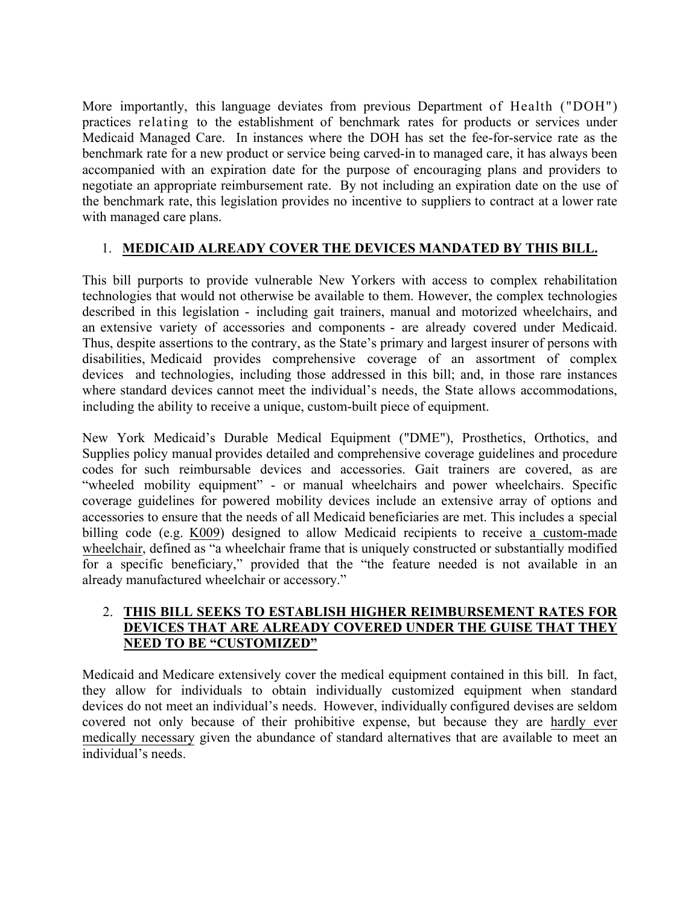More importantly, this language deviates from previous Department of Health ("DOH") practices relating to the establishment of benchmark rates for products or services under Medicaid Managed Care. In instances where the DOH has set the fee-for-service rate as the benchmark rate for a new product or service being carved-in to managed care, it has always been accompanied with an expiration date for the purpose of encouraging plans and providers to negotiate an appropriate reimbursement rate. By not including an expiration date on the use of the benchmark rate, this legislation provides no incentive to suppliers to contract at a lower rate with managed care plans.

1. **MEDICAID ALREADY COVER THE DEVICES MANDATED BY THIS BILL.**

This bill purports to provide vulnerable New Yorkers with access to complex rehabilitation technologies that would not otherwise be available to them. However, the complex technologies described in this legislation - including gait trainers, manual and motorized wheelchairs, and an extensive variety of accessories and components - are already covered under Medicaid. Thus, despite assertions to the contrary, as the State's primary and largest insurer of persons with disabilities, Medicaid provides comprehensive coverage of an assortment of complex devices and technologies, including those addressed in this bill; and, in those rare instances where standard devices cannot meet the individual's needs, the State allows accommodations, including the ability to receive a unique, custom-built piece of equipment.

New York Medicaid's Durable Medical Equipment ("DME"), Prosthetics, Orthotics, and Supplies policy manual provides detailed and comprehensive coverage guidelines and procedure codes for such reimbursable devices and accessories. Gait trainers are covered, as are "wheeled mobility equipment" - or manual wheelchairs and power wheelchairs. Specific coverage guidelines for powered mobility devices include an extensive array of options and accessories to ensure that the needs of all Medicaid beneficiaries are met. This includes a special billing code (e.g. K009) designed to allow Medicaid recipients to receive a custom-made wheelchair, defined as "a wheelchair frame that is uniquely constructed or substantially modified for a specific beneficiary," provided that the "the feature needed is not available in an already manufactured wheelchair or accessory."

2. **THIS BILL SEEKS TO ESTABLISH HIGHER REIMBURSEMENT RATES FOR DEVICES THAT ARE ALREADY COVERED UNDER THE GUISE THAT THEY NEED TO BE "CUSTOMIZED"**

Medicaid and Medicare extensively cover the medical equipment contained in this bill. In fact, they allow for individuals to obtain individually customized equipment when standard devices do not meet an individual's needs. However, individually configured devises are seldom covered not only because of their prohibitive expense, but because they are hardly ever medically necessary given the abundance of standard alternatives that are available to meet an individual's needs.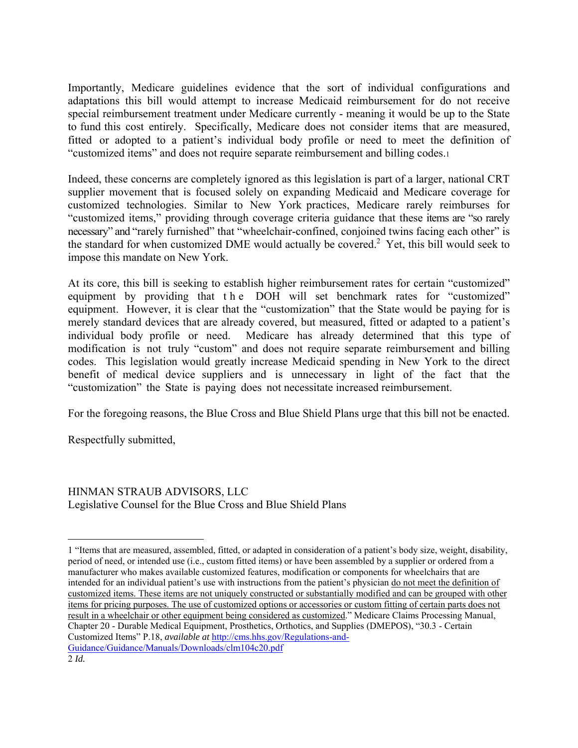Importantly, Medicare guidelines evidence that the sort of individual configurations and adaptations this bill would attempt to increase Medicaid reimbursement for do not receive special reimbursement treatment under Medicare currently - meaning it would be up to the State to fund this cost entirely. Specifically, Medicare does not consider items that are measured, fitted or adopted to a patient's individual body profile or need to meet the definition of "customized items" and does not require separate reimbursement and billing codes.[1]

Indeed, these concerns are completely ignored as this legislation is part of a larger, national CRT supplier movement that is focused solely on expanding Medicaid and Medicare coverage for customized technologies. Similar to New York practices, Medicare rarely reimburses for "customized items," providing through coverage criteria guidance that these items are "so rarely necessary" and "rarely furnished" that "wheelchair-confined, conjoined twins facing each other" is the standard for when customized DME would actually be covered.[2] Yet, this bill would seek to impose this mandate on New York.

At its core, this bill is seeking to establish higher reimbursement rates for certain "customized" equipment by providing that the DOH will set benchmark rates for "customized" equipment. However, it is clear that the "customization" that the State would be paying for is merely standard devices that are already covered, but measured, fitted or adapted to a patient's individual body profile or need. Medicare has already determined that this type of modification is not truly "custom" and does not require separate reimbursement and billing codes. This legislation would greatly increase Medicaid spending in New York to the direct benefit of medical device suppliers and is unnecessary in light of the fact that the "customization" the State is paying does not necessitate increased reimbursement.

For the foregoing reasons, the Blue Cross and Blue Shield Plans urge that this bill not be enacted.

Respectfully submitted,

HINMAN STRAUB ADVISORS, LLC
Legislative Counsel for the Blue Cross and Blue Shield Plans

---

1 "Items that are measured, assembled, fitted, or adapted in consideration of a patient's body size, weight, disability, period of need, or intended use (i.e., custom fitted items) or have been assembled by a supplier or ordered from a manufacturer who makes available customized features, modification or components for wheelchairs that are intended for an individual patient's use with instructions from the patient's physician do not meet the definition of customized items. These items are not uniquely constructed or substantially modified and can be grouped with other items for pricing purposes. The use of customized options or accessories or custom fitting of certain parts does not result in a wheelchair or other equipment being considered as customized." Medicare Claims Processing Manual, Chapter 20 - Durable Medical Equipment, Prosthetics, Orthotics, and Supplies (DMEPOS), "30.3 - Certain Customized Items" P.18, *available at* http://cms.hhs.gov/Regulations-and-Guidance/Guidance/Manuals/Downloads/clm104c20.pdf

2 *Id.*